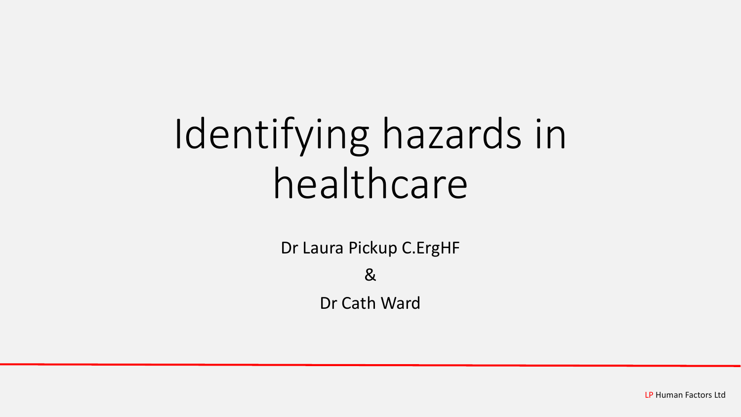# Identifying hazards in healthcare

Dr Laura Pickup C.ErgHF

&

Dr Cath Ward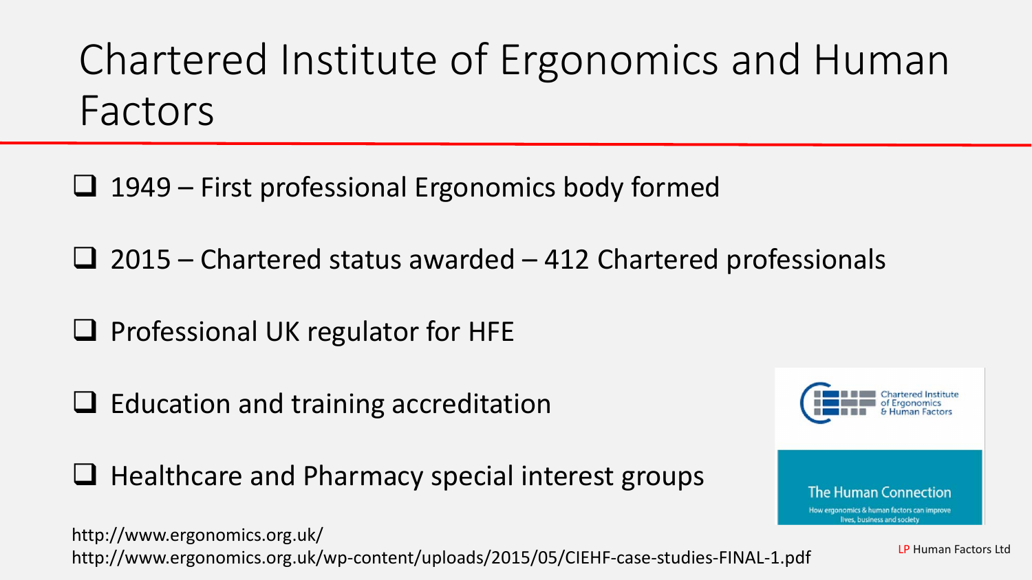# Chartered Institute of Ergonomics and Human Factors

- 1949 – First professional Ergonomics body formed
- 2015 – Chartered status awarded – 412 Chartered professionals
- Professional UK regulator for HFE
- Education and training accreditation
- Healthcare and Pharmacy special interest groups

http://www.ergonomics.org.uk/
http://www.ergonomics.org.uk/wp-content/uploads/2015/05/CIEHF-case-studies-FINAL-1.pdf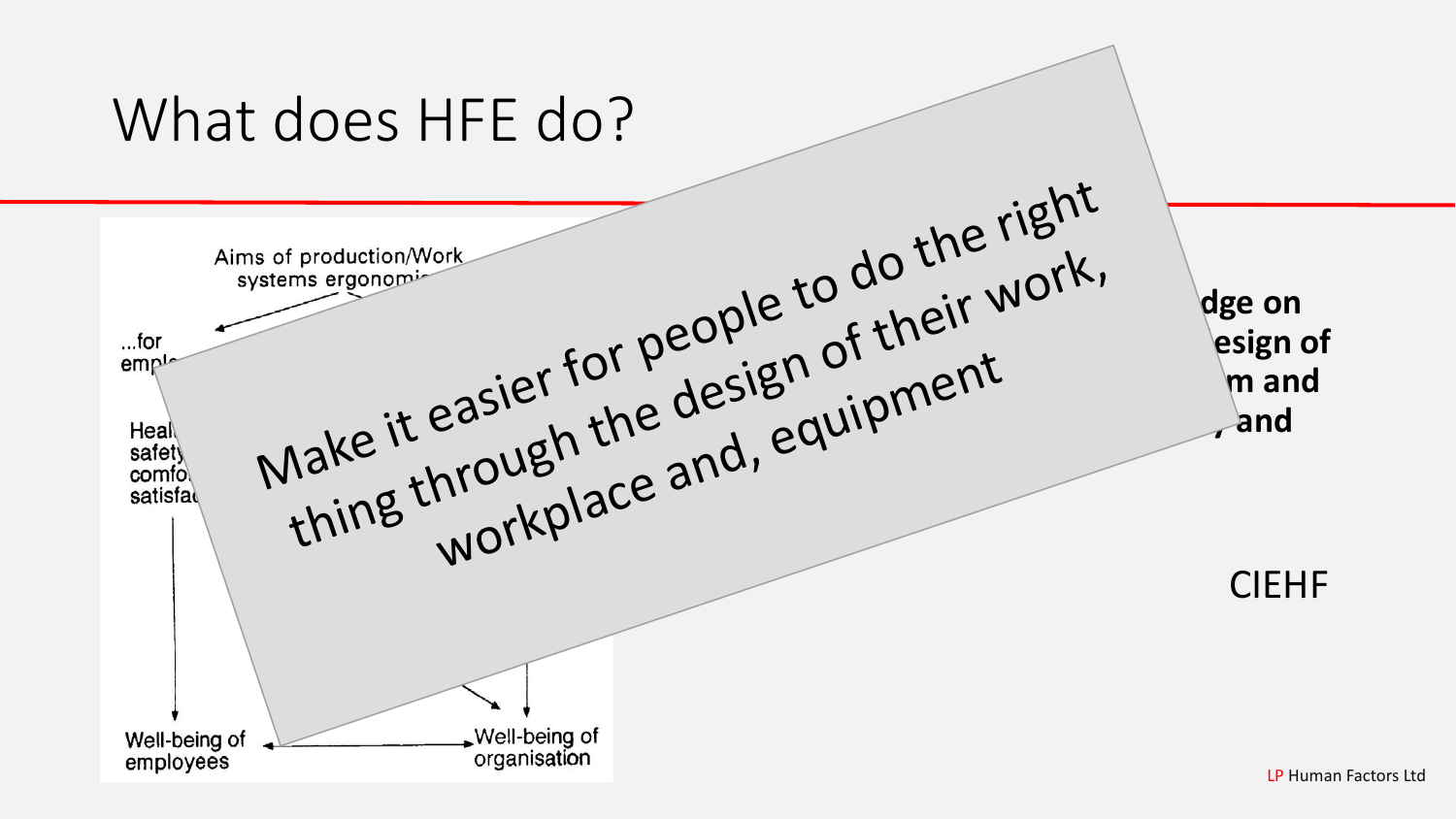# What does HFE do?

Aims of production/Work systems ergonomi...

...for empl...

Heal... safety... comfo... satisfa...

Well-being of employees

Well-being of organisation

Make it easier for people to do the right thing through the design of their work, workplace and, equipment

...dge on ...esign of ...m and ... and

CIEHF

LP Human Factors Ltd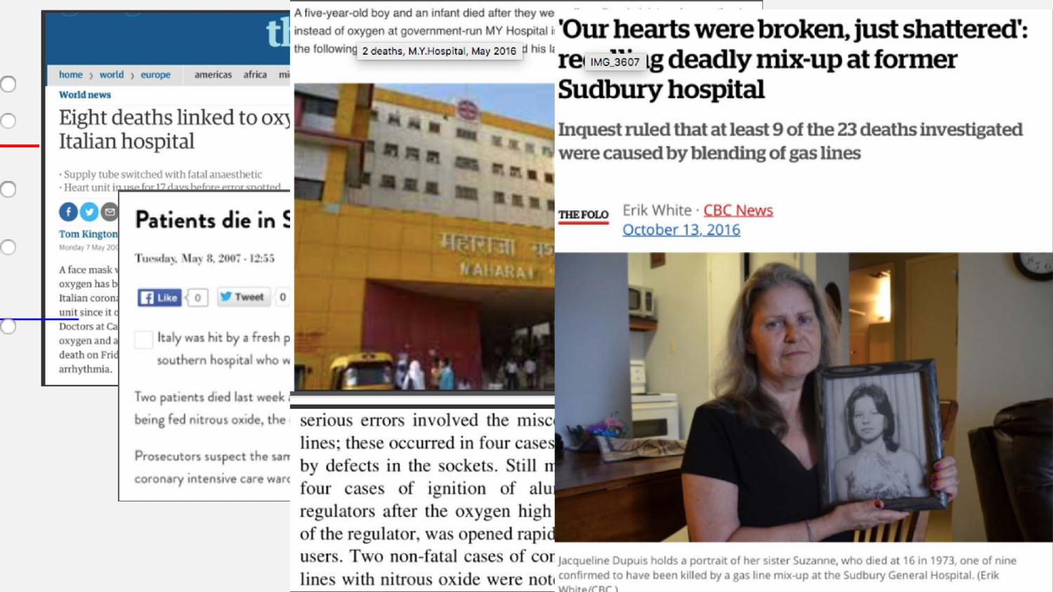home › world › europe americas africa mi

World news

# Eight deaths linked to oxy Italian hospital

- Supply tube switched with fatal anaesthetic
- Heart unit in use for 17 days before error spotted

Tom Kington

Monday 7 May 20

A face mask oxygen has b Italian coron unit since it Doctors at Ca oxygen and a death on Frid arrhythmia.

# Patients die in S

Tuesday, May 8, 2007 - 12:55

Like 0 Tweet 0

Italy was hit by a fresh p southern hospital who w

Two patients died last week being fed nitrous oxide, the

Prosecutors suspect the sam coronary intensive care war

A five-year-old boy and an infant died after they we instead of oxygen at government-run MY Hospital i the following d his la

2 deaths, M.Y.Hospital, May 2016

serious errors involved the misc lines; these occurred in four cases by defects in the sockets. Still m four cases of ignition of alu regulators after the oxygen high of the regulator, was opened rapid users. Two non-fatal cases of cor lines with nitrous oxide were not

# 'Our hearts were broken, just shattered': re IMG_3607 g deadly mix-up at former Sudbury hospital

## Inquest ruled that at least 9 of the 23 deaths investigated were caused by blending of gas lines

THE FOLO

Erik White · CBC News

October 13, 2016

Jacqueline Dupuis holds a portrait of her sister Suzanne, who died at 16 in 1973, one of nine confirmed to have been killed by a gas line mix-up at the Sudbury General Hospital. (Erik White/CBC)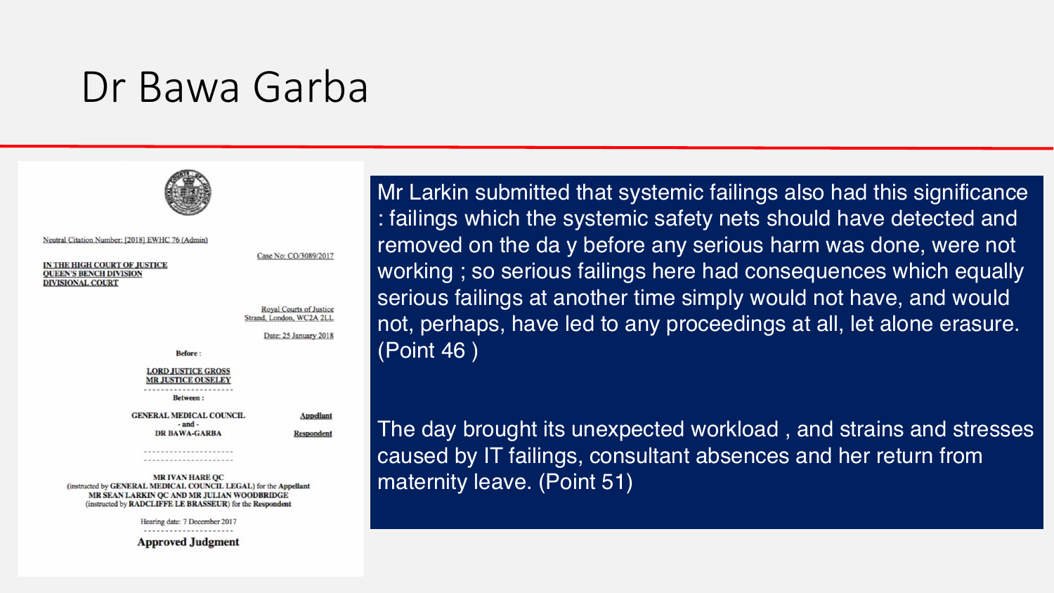# Dr Bawa Garba

Neutral Citation Number: [2018] EWHC 76 (Admin)

Case No: CO/3089/2017

IN THE HIGH COURT OF JUSTICE
QUEEN'S BENCH DIVISION
DIVISIONAL COURT

Royal Courts of Justice
Strand, London, WC2A 2LL

Date: 25 January 2018

Before :

LORD JUSTICE GROSS
MR JUSTICE OUSELEY

Between :

| | |
|---|---|
| GENERAL MEDICAL COUNCIL | Appellant |
| - and - | |
| DR BAWA-GARBA | Respondent |

MR IVAN HARE QC
(instructed by GENERAL MEDICAL COUNCIL LEGAL) for the Appellant
MR SEAN LARKIN QC AND MR JULIAN WOODBRIDGE
(instructed by RADCLIFFE LE BRASSEUR) for the Respondent

Hearing date: 7 December 2017

**Approved Judgment**

Mr Larkin submitted that systemic failings also had this significance : failings which the systemic safety nets should have detected and removed on the da y before any serious harm was done, were not working ; so serious failings here had consequences which equally serious failings at another time simply would not have, and would not, perhaps, have led to any proceedings at all, let alone erasure. (Point 46 )

The day brought its unexpected workload , and strains and stresses caused by IT failings, consultant absences and her return from maternity leave. (Point 51)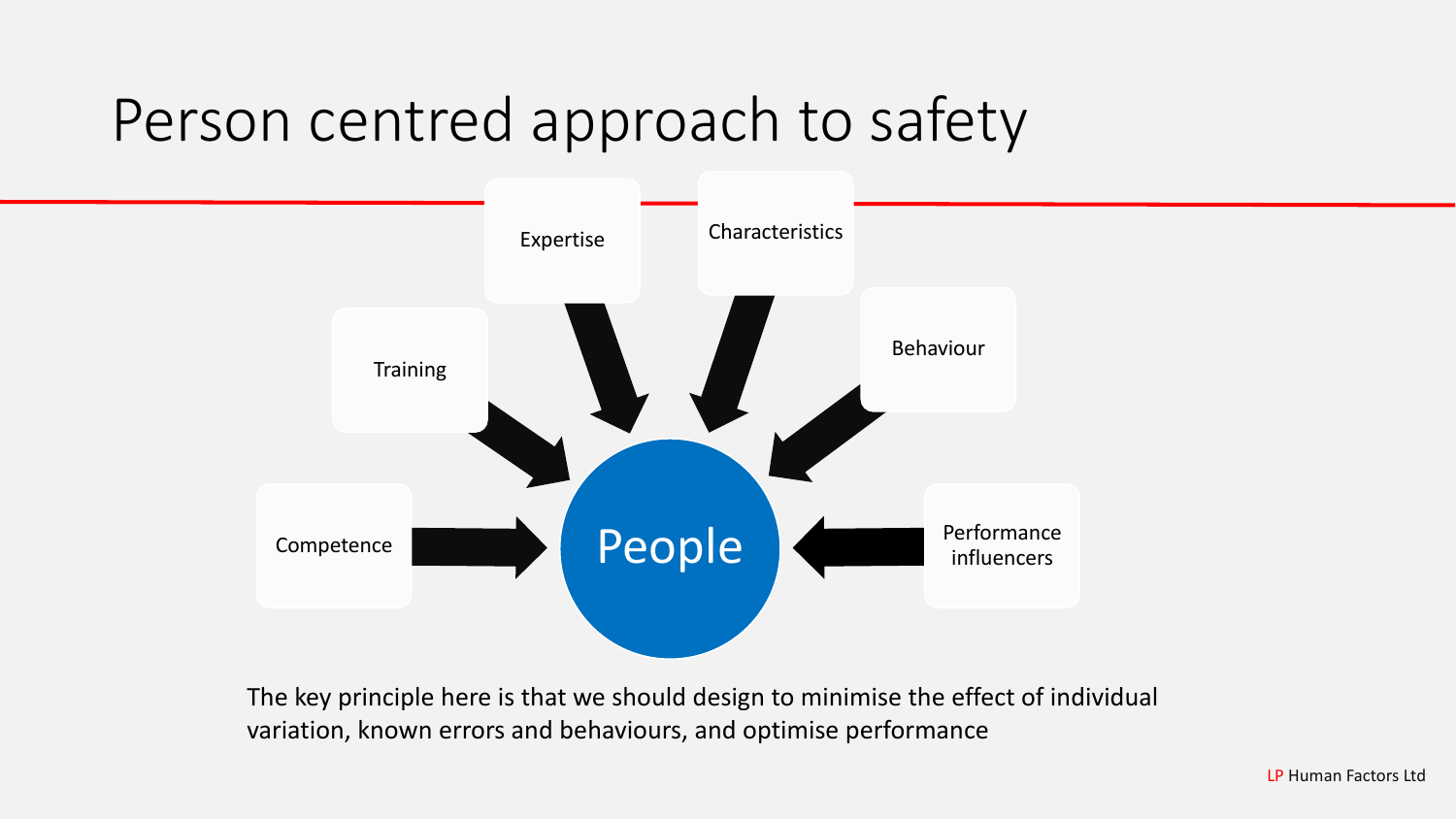# Person centred approach to safety

- Competence
- Training
- Expertise
- Characteristics
- Behaviour
- Performance influencers

People

The key principle here is that we should design to minimise the effect of individual variation, known errors and behaviours, and optimise performance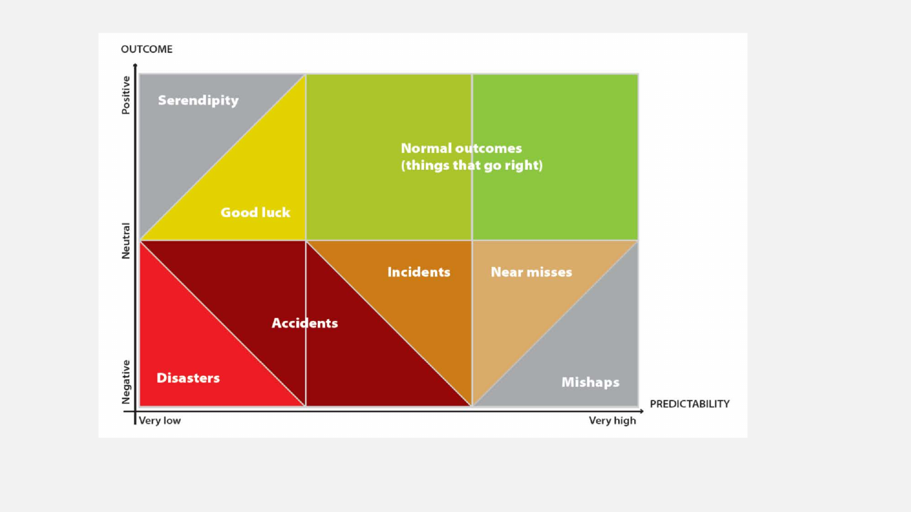OUTCOME

Positive

Neutral

Negative

Serendipity

Good luck

Normal outcomes
(things that go right)

Incidents

Near misses

Accidents

Disasters

Mishaps

Very low

Very high

PREDICTABILITY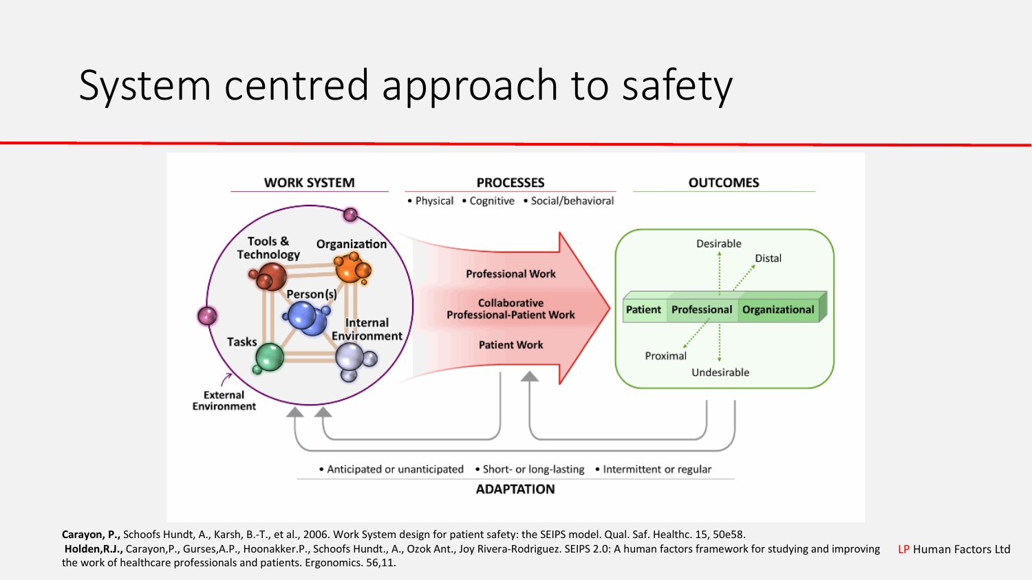# System centred approach to safety

WORK SYSTEM

- Tools & Technology
- Organization
- Person(s)
- Internal Environment
- Tasks
- External Environment

PROCESSES

- Physical
- Cognitive
- Social/behavioral

Professional Work

Collaborative Professional-Patient Work

Patient Work

OUTCOMES

Desirable / Undesirable

Proximal / Distal

Patient | Professional | Organizational

ADAPTATION

- Anticipated or unanticipated
- Short- or long-lasting
- Intermittent or regular

**Carayon, P.,** Schoofs Hundt, A., Karsh, B.-T., et al., 2006. Work System design for patient safety: the SEIPS model. Qual. Saf. Healthc. 15, 50e58.

**Holden,R.J.,** Carayon,P., Gurses,A.P., Hoonakker.P., Schoofs Hundt., A., Ozok Ant., Joy Rivera-Rodriguez. SEIPS 2.0: A human factors framework for studying and improving the work of healthcare professionals and patients. Ergonomics. 56,11.

LP Human Factors Ltd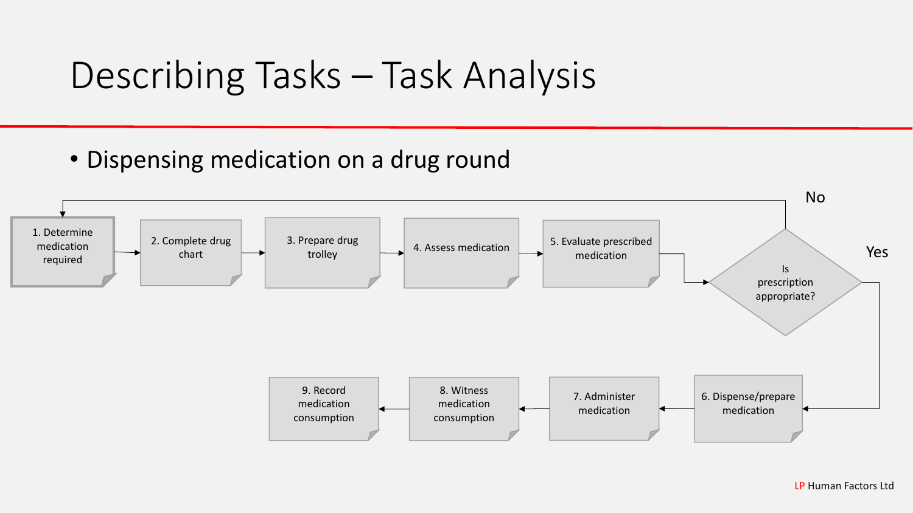# Describing Tasks – Task Analysis

- Dispensing medication on a drug round

1. Determine medication required
2. Complete drug chart
3. Prepare drug trolley
4. Assess medication
5. Evaluate prescribed medication

Is prescription appropriate?

- No → 1. Determine medication required
- Yes → 6. Dispense/prepare medication

6. Dispense/prepare medication
7. Administer medication
8. Witness medication consumption
9. Record medication consumption

LP Human Factors Ltd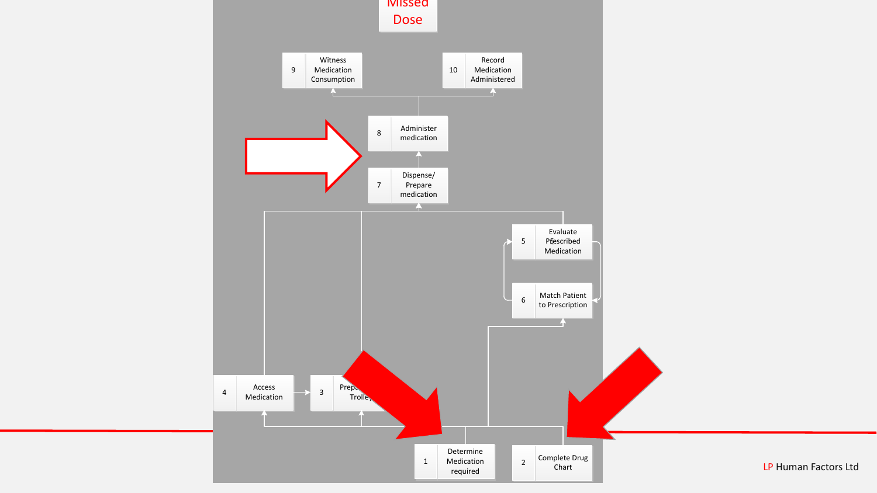Missed Dose

9 Witness Medication Consumption

10 Record Medication Administered

8 Administer medication

7 Dispense/ Prepare medication

5 Evaluate Prescribed Medication

6 Match Patient to Prescription

4 Access Medication

3 Prepare Trolley

1 Determine Medication required

2 Complete Drug Chart

LP Human Factors Ltd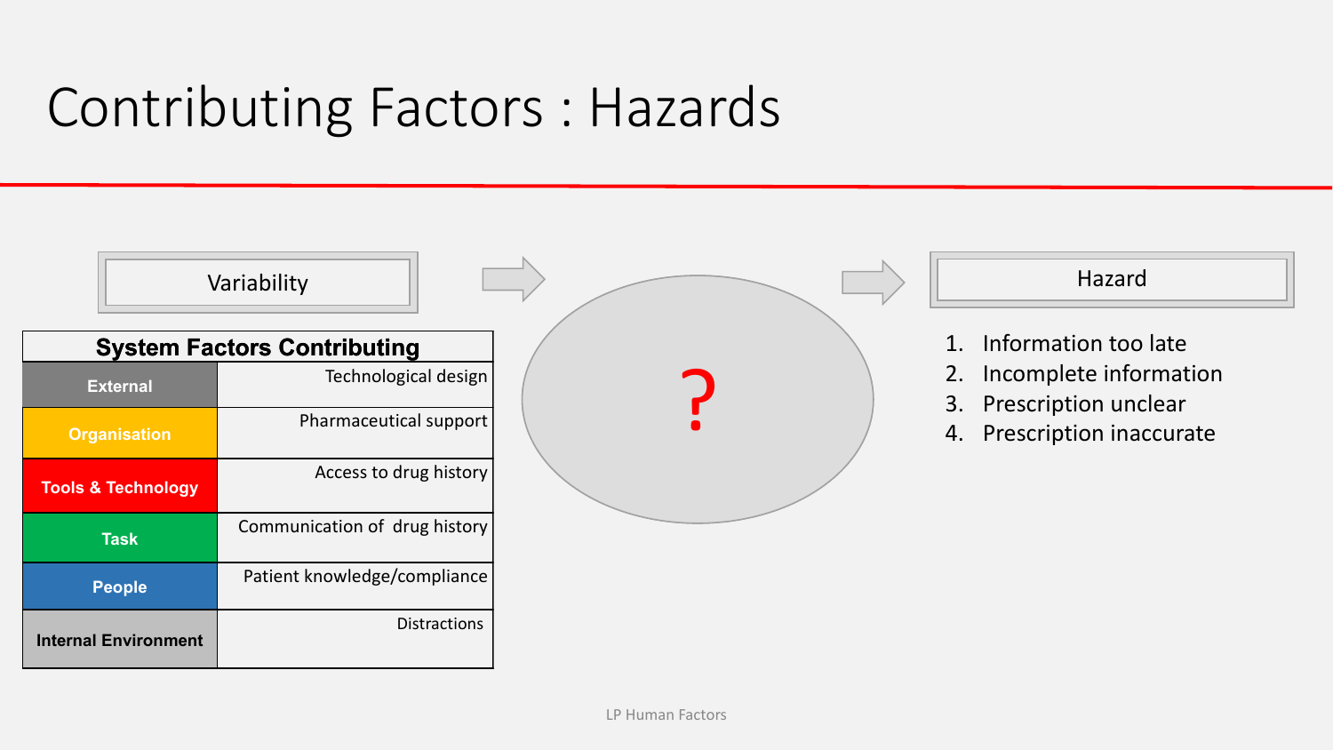# Contributing Factors : Hazards

Variability

| System Factors Contributing | |
|---|---|
| **External** | Technological design |
| **Organisation** | Pharmaceutical support |
| **Tools & Technology** | Access to drug history |
| **Task** | Communication of drug history |
| **People** | Patient knowledge/compliance |
| **Internal Environment** | Distractions |

?

Hazard

1. Information too late
2. Incomplete information
3. Prescription unclear
4. Prescription inaccurate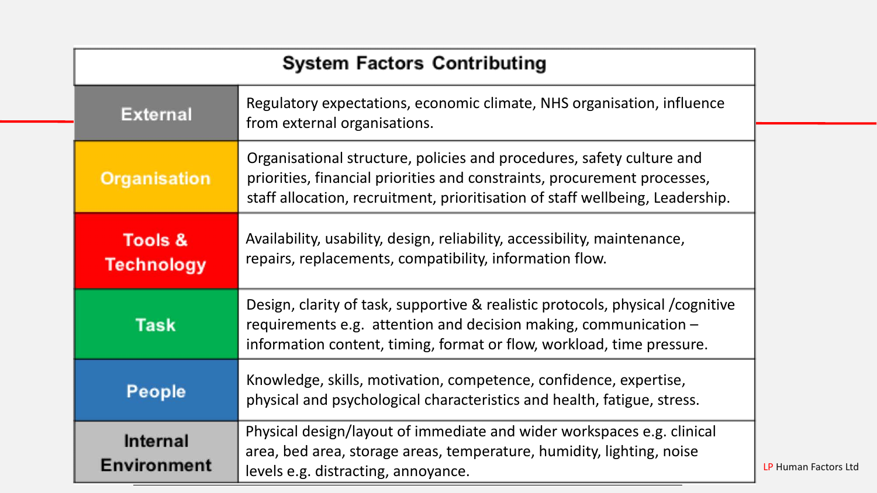| System Factors Contributing | |
|---|---|
| External | Regulatory expectations, economic climate, NHS organisation, influence from external organisations. |
| Organisation | Organisational structure, policies and procedures, safety culture and priorities, financial priorities and constraints, procurement processes, staff allocation, recruitment, prioritisation of staff wellbeing, Leadership. |
| Tools & Technology | Availability, usability, design, reliability, accessibility, maintenance, repairs, replacements, compatibility, information flow. |
| Task | Design, clarity of task, supportive & realistic protocols, physical /cognitive requirements e.g. attention and decision making, communication – information content, timing, format or flow, workload, time pressure. |
| People | Knowledge, skills, motivation, competence, confidence, expertise, physical and psychological characteristics and health, fatigue, stress. |
| Internal Environment | Physical design/layout of immediate and wider workspaces e.g. clinical area, bed area, storage areas, temperature, humidity, lighting, noise levels e.g. distracting, annoyance. |

LP Human Factors Ltd